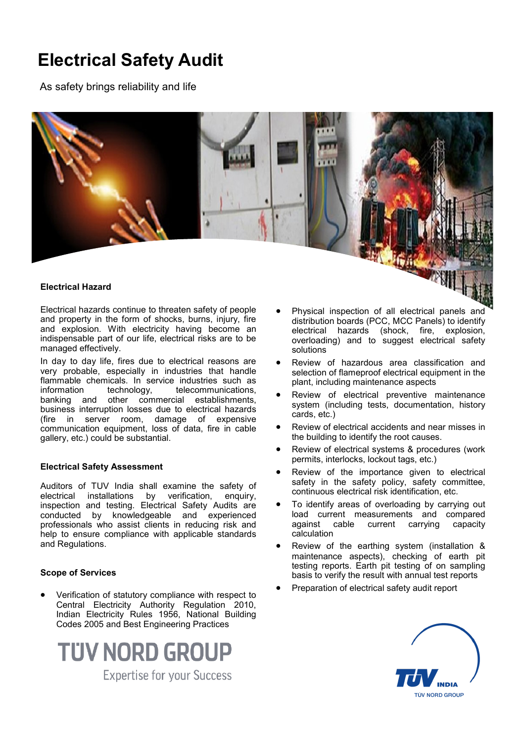# Electrical Safety Audit

As safety brings reliability and life

### Electrical Hazard

Electrical hazards continue to threaten safety of people and property in the form of shocks, burns, injury, fire and explosion. With electricity having become an indispensable part of our life, electrical risks are to be managed effectively.

In day to day life, fires due to electrical reasons are very probable, especially in industries that handle flammable chemicals. In service industries such as information technology, telecommunications, banking and other commercial establishments, business interruption losses due to electrical hazards (fire in server room, damage of expensive communication equipment, loss of data, fire in cable gallery, etc.) could be substantial.

### Electrical Safety Assessment

Auditors of TUV India shall examine the safety of electrical installations by verification, enquiry, inspection and testing. Electrical Safety Audits are conducted by knowledgeable and experienced professionals who assist clients in reducing risk and help to ensure compliance with applicable standards and Regulations.

### Scope of Services

- Verification of statutory compliance with respect to Central Electricity Authority Regulation 2010, Indian Electricity Rules 1956, National Building Codes 2005 and Best Engineering Practices
- Physical inspection of all electrical panels and distribution boards (PCC, MCC Panels) to identify electrical hazards (shock, fire, explosion, overloading) and to suggest electrical safety solutions
- Review of hazardous area classification and selection of flameproof electrical equipment in the plant, including maintenance aspects
- Review of electrical preventive maintenance system (including tests, documentation, history cards, etc.)
- Review of electrical accidents and near misses in the building to identify the root causes.
- Review of electrical systems & procedures (work permits, interlocks, lockout tags, etc.)
- Review of the importance given to electrical safety in the safety policy, safety committee, continuous electrical risk identification, etc.
- To identify areas of overloading by carrying out load current measurements and compared against cable current carrying capacity calculation
- Review of the earthing system (installation & maintenance aspects), checking of earth pit testing reports. Earth pit testing of on sampling basis to verify the result with annual test reports
- Preparation of electrical safety audit report

TÜV NORD GROUP

Expertise for your Success

TÜV INDIA

TÜV NORD GROUP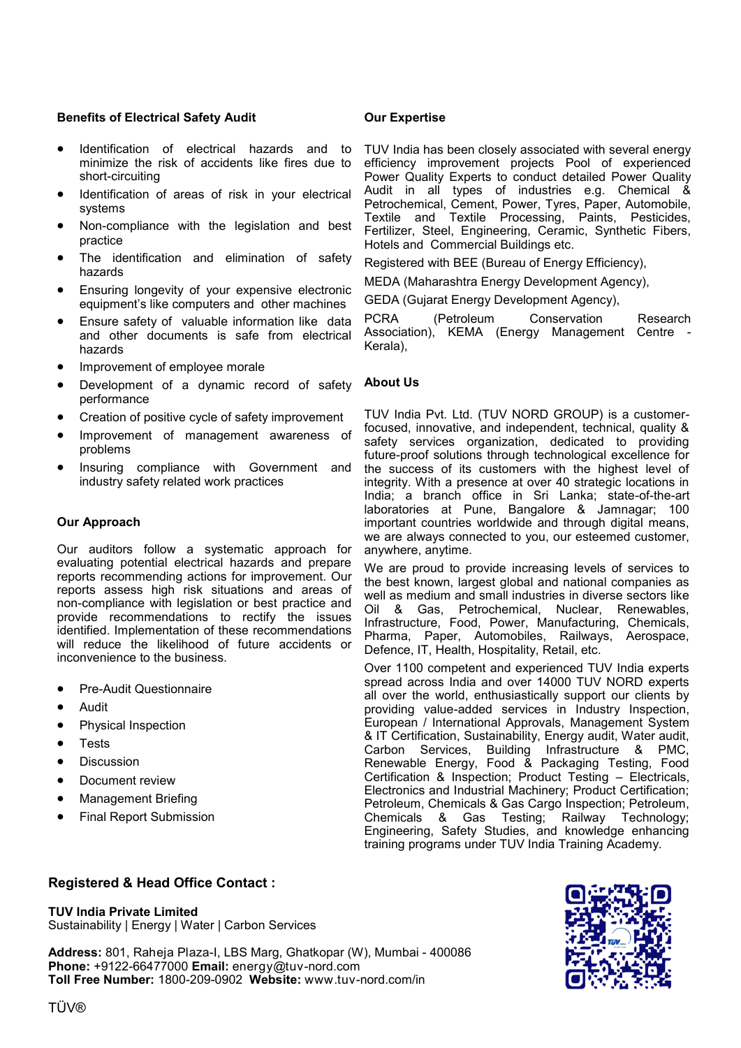### Benefits of Electrical Safety Audit

- Identification of electrical hazards and to minimize the risk of accidents like fires due to short-circuiting
- Identification of areas of risk in your electrical systems
- Non-compliance with the legislation and best practice
- The identification and elimination of safety hazards
- Ensuring longevity of your expensive electronic equipment's like computers and other machines
- Ensure safety of valuable information like data and other documents is safe from electrical hazards
- Improvement of employee morale
- Development of a dynamic record of safety performance
- Creation of positive cycle of safety improvement
- Improvement of management awareness of problems
- Insuring compliance with Government and industry safety related work practices

### Our Approach

Our auditors follow a systematic approach for evaluating potential electrical hazards and prepare reports recommending actions for improvement. Our reports assess high risk situations and areas of non-compliance with legislation or best practice and provide recommendations to rectify the issues identified. Implementation of these recommendations will reduce the likelihood of future accidents or inconvenience to the business.

- Pre-Audit Questionnaire
- Audit
- Physical Inspection
- Tests
- Discussion
- Document review
- Management Briefing
- Final Report Submission

### Our Expertise

TUV India has been closely associated with several energy efficiency improvement projects Pool of experienced Power Quality Experts to conduct detailed Power Quality Audit in all types of industries e.g. Chemical & Petrochemical, Cement, Power, Tyres, Paper, Automobile, Textile and Textile Processing, Paints, Pesticides, Fertilizer, Steel, Engineering, Ceramic, Synthetic Fibers, Hotels and Commercial Buildings etc.

Registered with BEE (Bureau of Energy Efficiency),

MEDA (Maharashtra Energy Development Agency),

GEDA (Gujarat Energy Development Agency),

PCRA (Petroleum Conservation Research Association), KEMA (Energy Management Centre - Kerala),

### About Us

TUV India Pvt. Ltd. (TUV NORD GROUP) is a customer-focused, innovative, and independent, technical, quality & safety services organization, dedicated to providing future-proof solutions through technological excellence for the success of its customers with the highest level of integrity. With a presence at over 40 strategic locations in India; a branch office in Sri Lanka; state-of-the-art laboratories at Pune, Bangalore & Jamnagar; 100 important countries worldwide and through digital means, we are always connected to you, our esteemed customer, anywhere, anytime.

We are proud to provide increasing levels of services to the best known, largest global and national companies as well as medium and small industries in diverse sectors like Oil & Gas, Petrochemical, Nuclear, Renewables, Infrastructure, Food, Power, Manufacturing, Chemicals, Pharma, Paper, Automobiles, Railways, Aerospace, Defence, IT, Health, Hospitality, Retail, etc.

Over 1100 competent and experienced TUV India experts spread across India and over 14000 TUV NORD experts all over the world, enthusiastically support our clients by providing value-added services in Industry Inspection, European / International Approvals, Management System & IT Certification, Sustainability, Energy audit, Water audit, Carbon Services, Building Infrastructure & PMC, Renewable Energy, Food & Packaging Testing, Food Certification & Inspection; Product Testing – Electricals, Electronics and Industrial Machinery; Product Certification; Petroleum, Chemicals & Gas Cargo Inspection; Petroleum, Chemicals & Gas Testing; Railway Technology; Engineering, Safety Studies, and knowledge enhancing training programs under TUV India Training Academy.

## Registered & Head Office Contact :

**TUV India Private Limited**
Sustainability | Energy | Water | Carbon Services

**Address:** 801, Raheja Plaza-I, LBS Marg, Ghatkopar (W), Mumbai - 400086
**Phone:** +9122-66477000 **Email:** energy@tuv-nord.com
**Toll Free Number:** 1800-209-0902 **Website:** www.tuv-nord.com/in

TÜV®